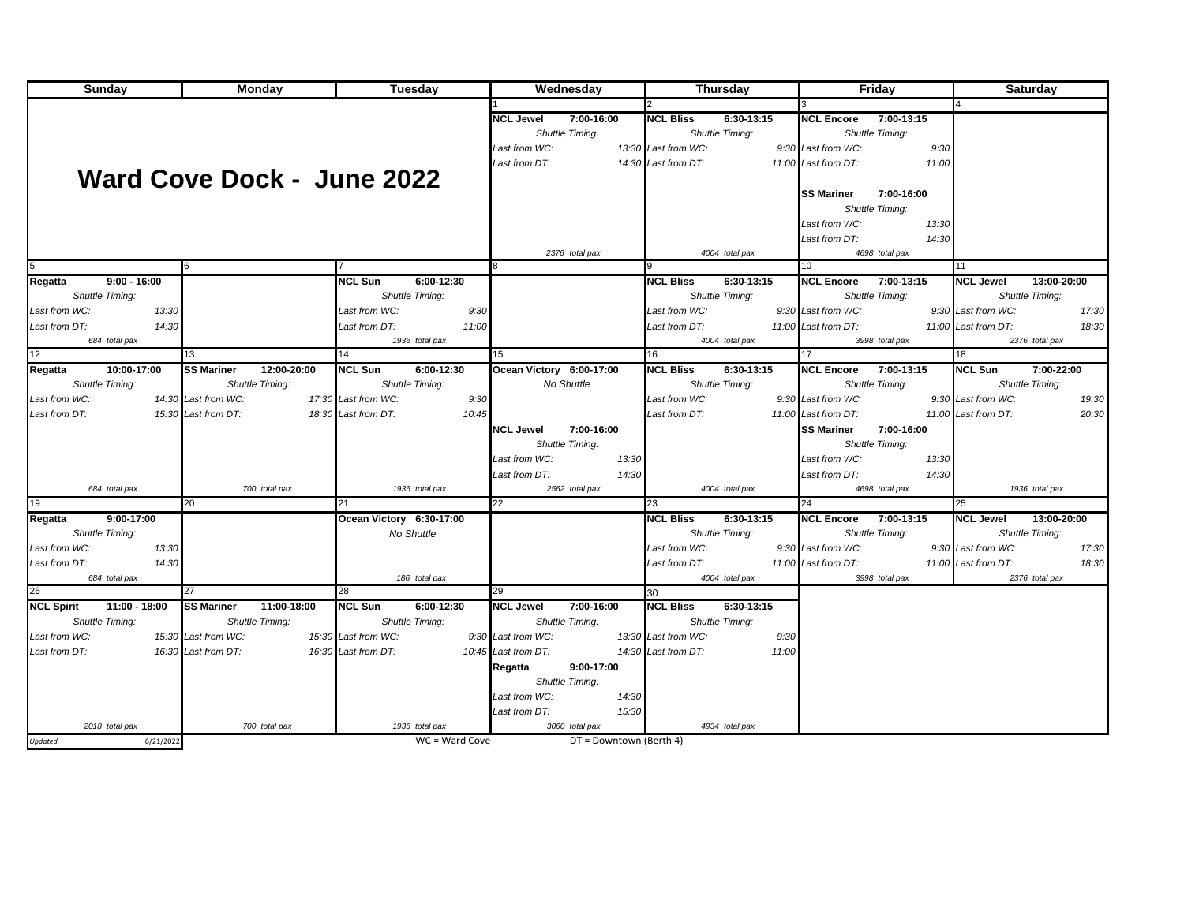# Ward Cove Dock - June 2022

| Sunday | Monday | Tuesday | Wednesday | Thursday | Friday | Saturday |
|---|---|---|---|---|---|---|
| | | | **1**<br>**NCL Jewel 7:00-16:00**<br>*Shuttle Timing:*<br>*Last from WC:* 13:30<br>*Last from DT:* 14:30<br>*2376 total pax* | **2**<br>**NCL Bliss 6:30-13:15**<br>*Shuttle Timing:*<br>*Last from WC:* 9:30<br>*Last from DT:* 11:00<br>*4004 total pax* | **3**<br>**NCL Encore 7:00-13:15**<br>*Shuttle Timing:*<br>*Last from WC:* 9:30<br>*Last from DT:* 11:00<br><br>**SS Mariner 7:00-16:00**<br>*Shuttle Timing:*<br>*Last from WC:* 13:30<br>*Last from DT:* 14:30<br>*4698 total pax* | **4** |
| **5**<br>**Regatta 9:00 - 16:00**<br>*Shuttle Timing:*<br>*Last from WC:* 13:30<br>*Last from DT:* 14:30<br>*684 total pax* | **6** | **7**<br>**NCL Sun 6:00-12:30**<br>*Shuttle Timing:*<br>*Last from WC:* 9:30<br>*Last from DT:* 11:00<br>*1936 total pax* | **8** | **9**<br>**NCL Bliss 6:30-13:15**<br>*Shuttle Timing:*<br>*Last from WC:* 9:30<br>*Last from DT:* 11:00<br>*4004 total pax* | **10**<br>**NCL Encore 7:00-13:15**<br>*Shuttle Timing:*<br>*Last from WC:* 9:30<br>*Last from DT:* 11:00<br>*3998 total pax* | **11**<br>**NCL Jewel 13:00-20:00**<br>*Shuttle Timing:*<br>*Last from WC:* 17:30<br>*Last from DT:* 18:30<br>*2376 total pax* |
| **12**<br>**Regatta 10:00-17:00**<br>*Shuttle Timing:*<br>*Last from WC:* 14:30<br>*Last from DT:* 15:30<br>*684 total pax* | **13**<br>**SS Mariner 12:00-20:00**<br>*Shuttle Timing:*<br>*Last from WC:* 17:30<br>*Last from DT:* 18:30<br>*700 total pax* | **14**<br>**NCL Sun 6:00-12:30**<br>*Shuttle Timing:*<br>*Last from WC:* 9:30<br>*Last from DT:* 10:45<br>*1936 total pax* | **15**<br>**Ocean Victory 6:00-17:00**<br>*No Shuttle*<br><br>**NCL Jewel 7:00-16:00**<br>*Shuttle Timing:*<br>*Last from WC:* 13:30<br>*Last from DT:* 14:30<br>*2562 total pax* | **16**<br>**NCL Bliss 6:30-13:15**<br>*Shuttle Timing:*<br>*Last from WC:* 9:30<br>*Last from DT:* 11:00<br>*4004 total pax* | **17**<br>**NCL Encore 7:00-13:15**<br>*Shuttle Timing:*<br>*Last from WC:* 9:30<br>*Last from DT:* 11:00<br><br>**SS Mariner 7:00-16:00**<br>*Shuttle Timing:*<br>*Last from WC:* 13:30<br>*Last from DT:* 14:30<br>*4698 total pax* | **18**<br>**NCL Sun 7:00-22:00**<br>*Shuttle Timing:*<br>*Last from WC:* 19:30<br>*Last from DT:* 20:30<br>*1936 total pax* |
| **19**<br>**Regatta 9:00-17:00**<br>*Shuttle Timing:*<br>*Last from WC:* 13:30<br>*Last from DT:* 14:30<br>*684 total pax* | **20** | **21**<br>**Ocean Victory 6:30-17:00**<br>*No Shuttle*<br>*186 total pax* | **22** | **23**<br>**NCL Bliss 6:30-13:15**<br>*Shuttle Timing:*<br>*Last from WC:* 9:30<br>*Last from DT:* 11:00<br>*4004 total pax* | **24**<br>**NCL Encore 7:00-13:15**<br>*Shuttle Timing:*<br>*Last from WC:* 9:30<br>*Last from DT:* 11:00<br>*3998 total pax* | **25**<br>**NCL Jewel 13:00-20:00**<br>*Shuttle Timing:*<br>*Last from WC:* 17:30<br>*Last from DT:* 18:30<br>*2376 total pax* |
| **26**<br>**NCL Spirit 11:00 - 18:00**<br>*Shuttle Timing:*<br>*Last from WC:* 15:30<br>*Last from DT:* 16:30<br>*2018 total pax* | **27**<br>**SS Mariner 11:00-18:00**<br>*Shuttle Timing:*<br>*Last from WC:* 15:30<br>*Last from DT:* 16:30<br>*700 total pax* | **28**<br>**NCL Sun 6:00-12:30**<br>*Shuttle Timing:*<br>*Last from WC:* 9:30<br>*Last from DT:* 10:45<br>*1936 total pax* | **29**<br>**NCL Jewel 7:00-16:00**<br>*Shuttle Timing:*<br>*Last from WC:* 13:30<br>*Last from DT:* 14:30<br><br>**Regatta 9:00-17:00**<br>*Shuttle Timing:*<br>*Last from WC:* 14:30<br>*Last from DT:* 15:30<br>*3060 total pax* | **30**<br>**NCL Bliss 6:30-13:15**<br>*Shuttle Timing:*<br>*Last from WC:* 9:30<br>*Last from DT:* 11:00<br>*4934 total pax* | | |

*Updated* 6/21/2022

WC = Ward Cove  DT = Downtown (Berth 4)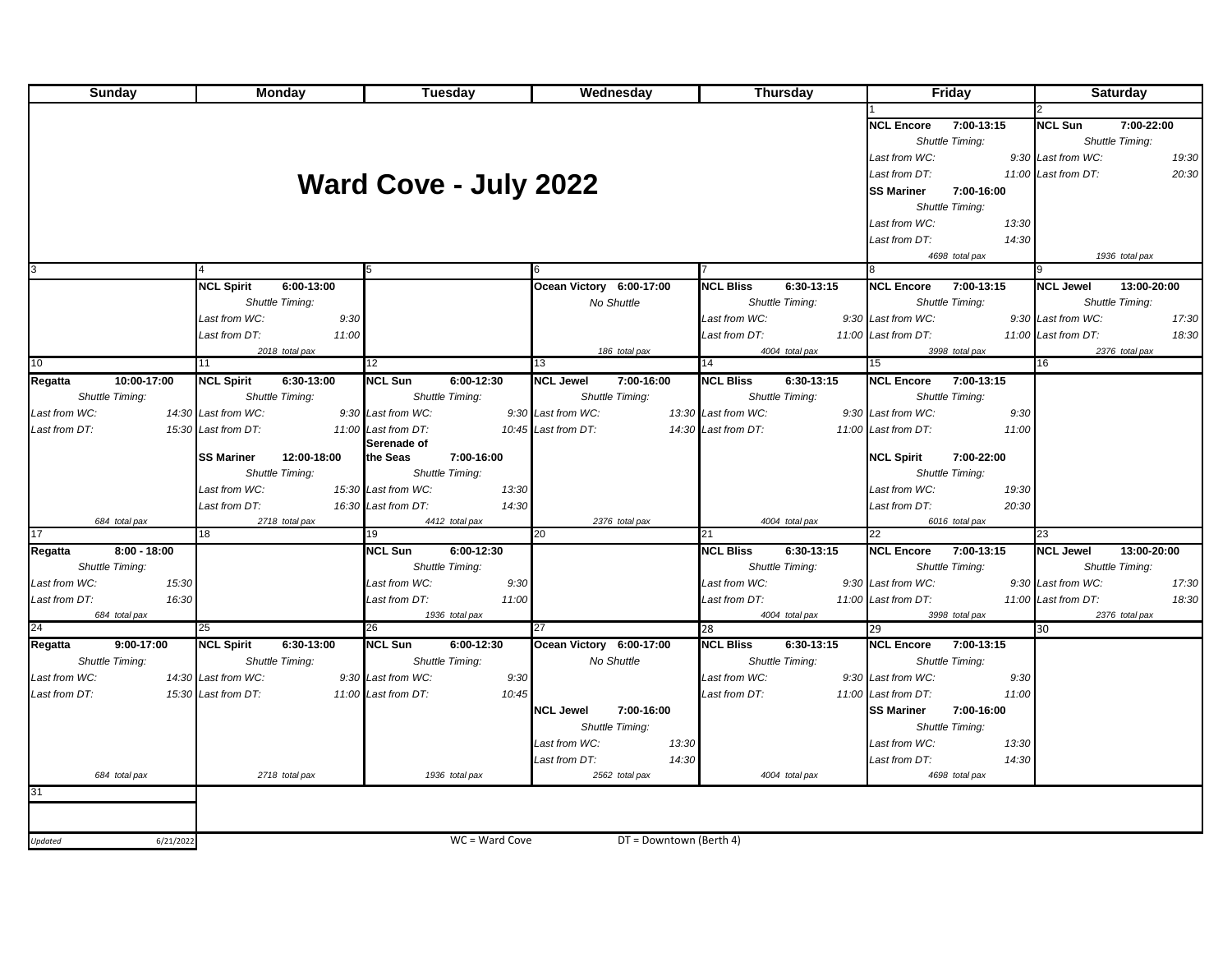# Ward Cove - July 2022

| Sunday | Monday | Tuesday | Wednesday | Thursday | Friday | Saturday |
|---|---|---|---|---|---|---|
| | | | | | 1 | 2 |
| | | | | | **NCL Encore** 7:00-13:15<br>*Shuttle Timing:*<br>*Last from WC:* 9:30<br>*Last from DT:* 11:00<br>**SS Mariner** 7:00-16:00<br>*Shuttle Timing:*<br>*Last from WC:* 13:30<br>*Last from DT:* 14:30<br>*4698 total pax* | **NCL Sun** 7:00-22:00<br>*Shuttle Timing:*<br>*Last from WC:* 19:30<br>*Last from DT:* 20:30<br>*1936 total pax* |
| 3 | 4 | 5 | 6 | 7 | 8 | 9 |
| | **NCL Spirit** 6:00-13:00<br>*Shuttle Timing:*<br>*Last from WC:* 9:30<br>*Last from DT:* 11:00<br>*2018 total pax* | | **Ocean Victory** 6:00-17:00<br>*No Shuttle*<br>*186 total pax* | **NCL Bliss** 6:30-13:15<br>*Shuttle Timing:*<br>*Last from WC:* 9:30<br>*Last from DT:* 11:00<br>*4004 total pax* | **NCL Encore** 7:00-13:15<br>*Shuttle Timing:*<br>*Last from WC:* 9:30<br>*Last from DT:* 11:00<br>*3998 total pax* | **NCL Jewel** 13:00-20:00<br>*Shuttle Timing:*<br>*Last from WC:* 17:30<br>*Last from DT:* 18:30<br>*2376 total pax* |
| 10 | 11 | 12 | 13 | 14 | 15 | 16 |
| **Regatta** 10:00-17:00<br>*Shuttle Timing:*<br>*Last from WC:* 14:30<br>*Last from DT:* 15:30<br>*684 total pax* | **NCL Spirit** 6:30-13:00<br>*Shuttle Timing:*<br>*Last from WC:* 9:30<br>*Last from DT:* 11:00<br>**SS Mariner** 12:00-18:00<br>*Shuttle Timing:*<br>*Last from WC:* 15:30<br>*Last from DT:* 16:30<br>*2718 total pax* | **NCL Sun** 6:00-12:30<br>*Shuttle Timing:*<br>*Last from WC:* 9:30<br>*Last from DT:* 10:45<br>**Serenade of the Seas** 7:00-16:00<br>*Shuttle Timing:*<br>*Last from WC:* 13:30<br>*Last from DT:* 14:30<br>*4412 total pax* | **NCL Jewel** 7:00-16:00<br>*Shuttle Timing:*<br>*Last from WC:* 13:30<br>*Last from DT:* 14:30<br>*2376 total pax* | **NCL Bliss** 6:30-13:15<br>*Shuttle Timing:*<br>*Last from WC:* 9:30<br>*Last from DT:* 11:00<br>*4004 total pax* | **NCL Encore** 7:00-13:15<br>*Shuttle Timing:*<br>*Last from WC:* 9:30<br>*Last from DT:* 11:00<br>**NCL Spirit** 7:00-22:00<br>*Shuttle Timing:*<br>*Last from WC:* 19:30<br>*Last from DT:* 20:30<br>*6016 total pax* | |
| 17 | 18 | 19 | 20 | 21 | 22 | 23 |
| **Regatta** 8:00 - 18:00<br>*Shuttle Timing:*<br>*Last from WC:* 15:30<br>*Last from DT:* 16:30<br>*684 total pax* | | **NCL Sun** 6:00-12:30<br>*Shuttle Timing:*<br>*Last from WC:* 9:30<br>*Last from DT:* 11:00<br>*1936 total pax* | | **NCL Bliss** 6:30-13:15<br>*Shuttle Timing:*<br>*Last from WC:* 9:30<br>*Last from DT:* 11:00<br>*4004 total pax* | **NCL Encore** 7:00-13:15<br>*Shuttle Timing:*<br>*Last from WC:* 9:30<br>*Last from DT:* 11:00<br>*3998 total pax* | **NCL Jewel** 13:00-20:00<br>*Shuttle Timing:*<br>*Last from WC:* 17:30<br>*Last from DT:* 18:30<br>*2376 total pax* |
| 24 | 25 | 26 | 27 | 28 | 29 | 30 |
| **Regatta** 9:00-17:00<br>*Shuttle Timing:*<br>*Last from WC:* 14:30<br>*Last from DT:* 15:30<br>*684 total pax* | **NCL Spirit** 6:30-13:00<br>*Shuttle Timing:*<br>*Last from WC:* 9:30<br>*Last from DT:* 11:00<br>*2718 total pax* | **NCL Sun** 6:00-12:30<br>*Shuttle Timing:*<br>*Last from WC:* 9:30<br>*Last from DT:* 10:45<br>*1936 total pax* | **Ocean Victory** 6:00-17:00<br>*No Shuttle*<br>**NCL Jewel** 7:00-16:00<br>*Shuttle Timing:*<br>*Last from WC:* 13:30<br>*Last from DT:* 14:30<br>*2562 total pax* | **NCL Bliss** 6:30-13:15<br>*Shuttle Timing:*<br>*Last from WC:* 9:30<br>*Last from DT:* 11:00<br>*4004 total pax* | **NCL Encore** 7:00-13:15<br>*Shuttle Timing:*<br>*Last from WC:* 9:30<br>*Last from DT:* 11:00<br>**SS Mariner** 7:00-16:00<br>*Shuttle Timing:*<br>*Last from WC:* 13:30<br>*Last from DT:* 14:30<br>*4698 total pax* | |
| 31 | | | | | | |

*Updated* 6/21/2022

WC = Ward Cove DT = Downtown (Berth 4)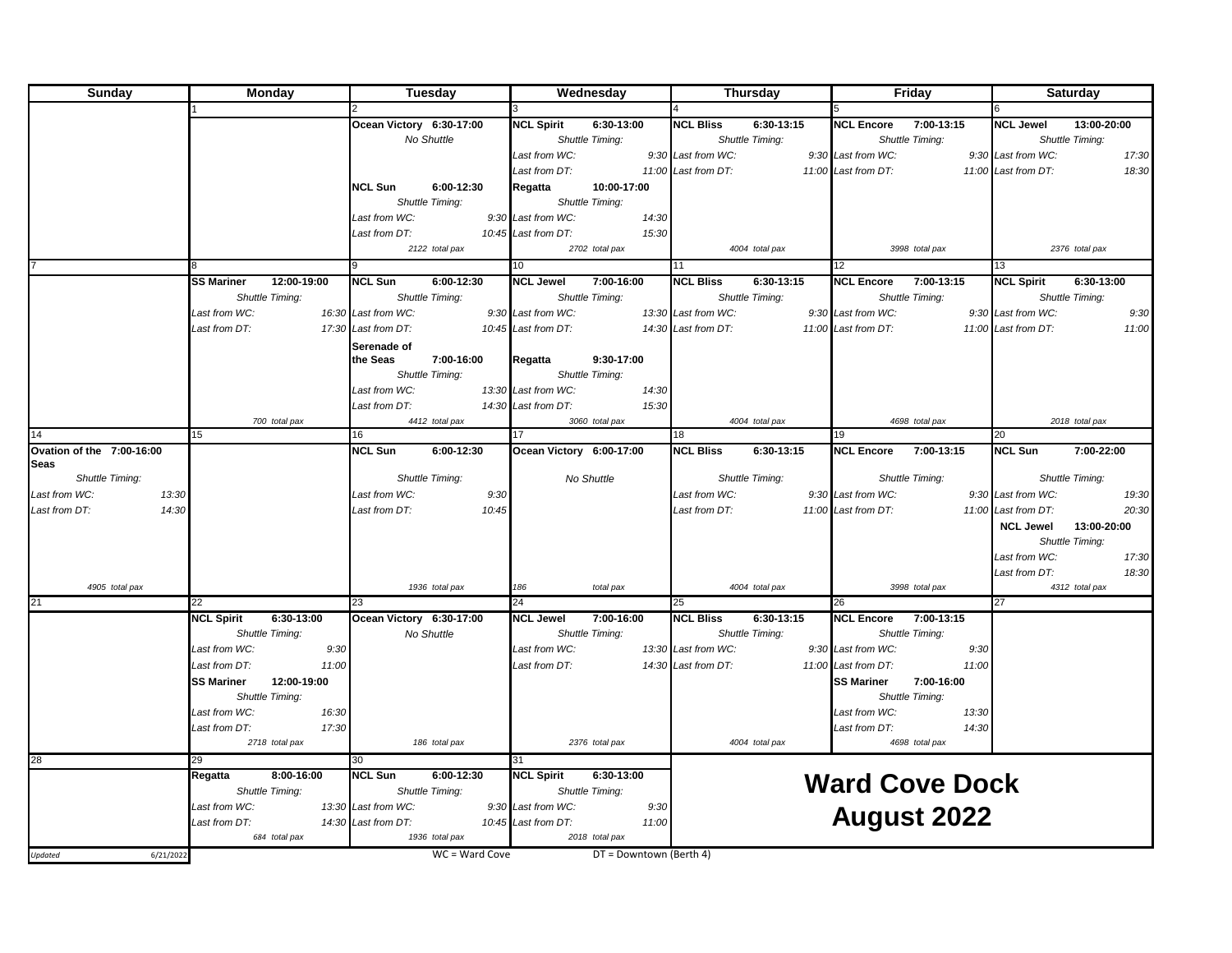# Ward Cove Dock August 2022

| Sunday | Monday | Tuesday | Wednesday | Thursday | Friday | Saturday |
|---|---|---|---|---|---|---|
| | 1 | 2 | 3 | 4 | 5 | 6 |
| | | **Ocean Victory 6:30-17:00**<br>*No Shuttle*<br><br>**NCL Sun 6:00-12:30**<br>*Shuttle Timing:*<br>*Last from WC:* 9:30<br>*Last from DT:* 10:45<br><br>*2122 total pax* | **NCL Spirit 6:30-13:00**<br>*Shuttle Timing:*<br>*Last from WC:* 9:30<br>*Last from DT:* 11:00<br><br>**Regatta 10:00-17:00**<br>*Shuttle Timing:*<br>*Last from WC:* 14:30<br>*Last from DT:* 15:30<br><br>*2702 total pax* | **NCL Bliss 6:30-13:15**<br>*Shuttle Timing:*<br>*Last from WC:* 9:30<br>*Last from DT:* 11:00<br><br>*4004 total pax* | **NCL Encore 7:00-13:15**<br>*Shuttle Timing:*<br>*Last from WC:* 9:30<br>*Last from DT:* 11:00<br><br>*3998 total pax* | **NCL Jewel 13:00-20:00**<br>*Shuttle Timing:*<br>*Last from WC:* 17:30<br>*Last from DT:* 18:30<br><br>*2376 total pax* |
| 7 | 8 | 9 | 10 | 11 | 12 | 13 |
| | **SS Mariner 12:00-19:00**<br>*Shuttle Timing:*<br>*Last from WC:* 16:30<br>*Last from DT:* 17:30<br><br>*700 total pax* | **NCL Sun 6:00-12:30**<br>*Shuttle Timing:*<br>*Last from WC:* 9:30<br>*Last from DT:* 10:45<br><br>**Serenade of the Seas 7:00-16:00**<br>*Shuttle Timing:*<br>*Last from WC:* 13:30<br>*Last from DT:* 14:30<br><br>*4412 total pax* | **NCL Jewel 7:00-16:00**<br>*Shuttle Timing:*<br>*Last from WC:* 13:30<br>*Last from DT:* 14:30<br><br>**Regatta 9:30-17:00**<br>*Shuttle Timing:*<br>*Last from WC:* 14:30<br>*Last from DT:* 15:30<br><br>*3060 total pax* | **NCL Bliss 6:30-13:15**<br>*Shuttle Timing:*<br>*Last from WC:* 9:30<br>*Last from DT:* 11:00<br><br>*4004 total pax* | **NCL Encore 7:00-13:15**<br>*Shuttle Timing:*<br>*Last from WC:* 9:30<br>*Last from DT:* 11:00<br><br>*4698 total pax* | **NCL Spirit 6:30-13:00**<br>*Shuttle Timing:*<br>*Last from WC:* 9:30<br>*Last from DT:* 11:00<br><br>*2018 total pax* |
| 14 | 15 | 16 | 17 | 18 | 19 | 20 |
| **Ovation of the Seas 7:00-16:00**<br>*Shuttle Timing:*<br>*Last from WC:* 13:30<br>*Last from DT:* 14:30<br><br>*4905 total pax* | | **NCL Sun 6:00-12:30**<br>*Shuttle Timing:*<br>*Last from WC:* 9:30<br>*Last from DT:* 10:45<br><br>*1936 total pax* | **Ocean Victory 6:00-17:00**<br>*No Shuttle*<br><br>*186 total pax* | **NCL Bliss 6:30-13:15**<br>*Shuttle Timing:*<br>*Last from WC:* 9:30<br>*Last from DT:* 11:00<br><br>*4004 total pax* | **NCL Encore 7:00-13:15**<br>*Shuttle Timing:*<br>*Last from WC:* 9:30<br>*Last from DT:* 11:00<br><br>*3998 total pax* | **NCL Sun 7:00-22:00**<br>*Shuttle Timing:*<br>*Last from WC:* 19:30<br>*Last from DT:* 20:30<br><br>**NCL Jewel 13:00-20:00**<br>*Shuttle Timing:*<br>*Last from WC:* 17:30<br>*Last from DT:* 18:30<br><br>*4312 total pax* |
| 21 | 22 | 23 | 24 | 25 | 26 | 27 |
| | **NCL Spirit 6:30-13:00**<br>*Shuttle Timing:*<br>*Last from WC:* 9:30<br>*Last from DT:* 11:00<br><br>**SS Mariner 12:00-19:00**<br>*Shuttle Timing:*<br>*Last from WC:* 16:30<br>*Last from DT:* 17:30<br><br>*2718 total pax* | **Ocean Victory 6:30-17:00**<br>*No Shuttle*<br><br>*186 total pax* | **NCL Jewel 7:00-16:00**<br>*Shuttle Timing:*<br>*Last from WC:* 13:30<br>*Last from DT:* 14:30<br><br>*2376 total pax* | **NCL Bliss 6:30-13:15**<br>*Shuttle Timing:*<br>*Last from WC:* 9:30<br>*Last from DT:* 11:00<br><br>*4004 total pax* | **NCL Encore 7:00-13:15**<br>*Shuttle Timing:*<br>*Last from WC:* 9:30<br>*Last from DT:* 11:00<br><br>**SS Mariner 7:00-16:00**<br>*Shuttle Timing:*<br>*Last from WC:* 13:30<br>*Last from DT:* 14:30<br><br>*4698 total pax* | |
| 28 | 29 | 30 | 31 | | | |
| | **Regatta 8:00-16:00**<br>*Shuttle Timing:*<br>*Last from WC:* 13:30<br>*Last from DT:* 14:30<br><br>*684 total pax* | **NCL Sun 6:00-12:30**<br>*Shuttle Timing:*<br>*Last from WC:* 9:30<br>*Last from DT:* 10:45<br><br>*1936 total pax* | **NCL Spirit 6:30-13:00**<br>*Shuttle Timing:*<br>*Last from WC:* 9:30<br>*Last from DT:* 11:00<br><br>*2018 total pax* | | | |

*Updated* 6/21/2022

WC = Ward Cove DT = Downtown (Berth 4)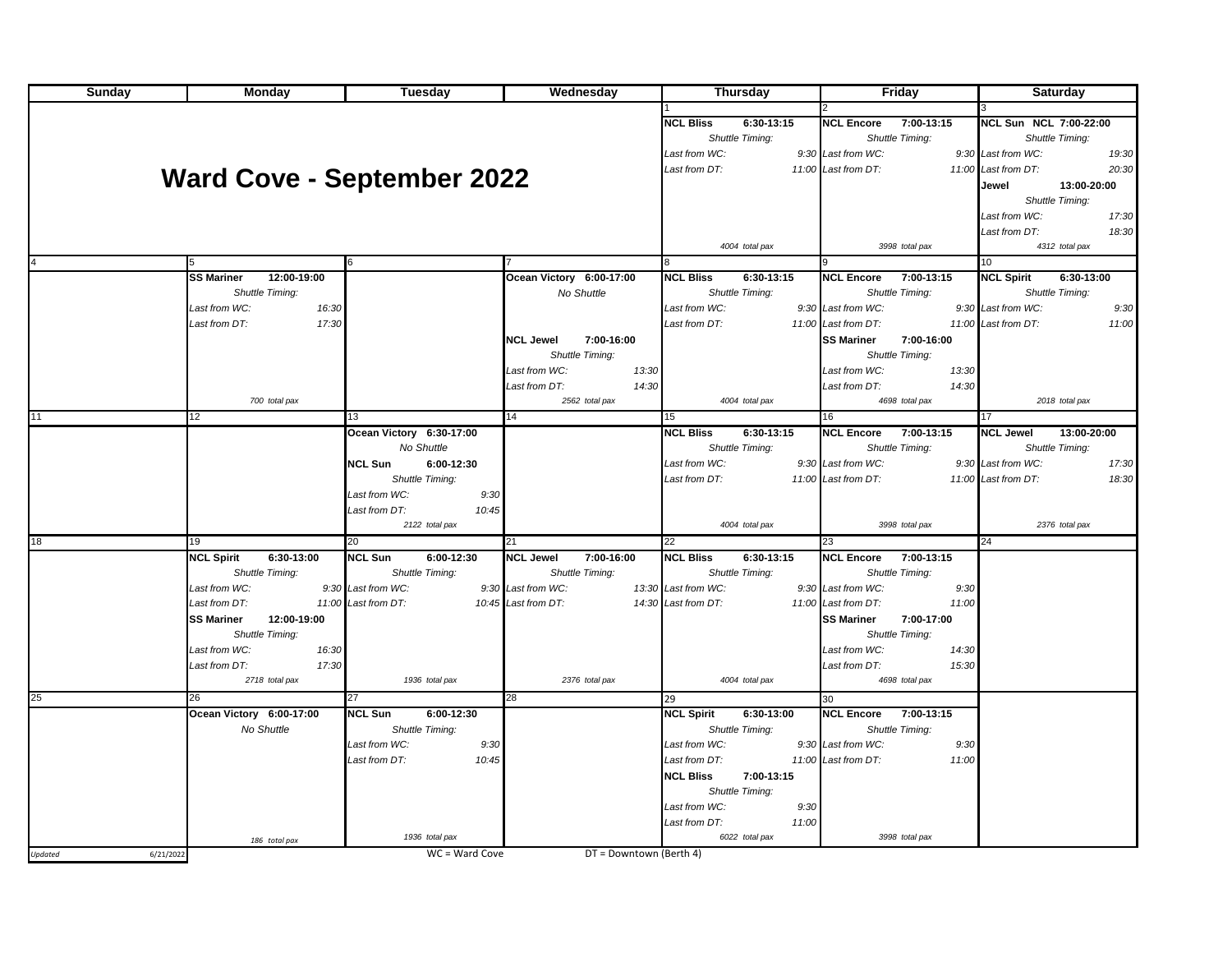# Ward Cove - September 2022

| Sunday | Monday | Tuesday | Wednesday | Thursday | Friday | Saturday |
|---|---|---|---|---|---|---|
| | | | | 1 | 2 | 3 |
| | | | | **NCL Bliss 6:30-13:15**<br>*Shuttle Timing:*<br>*Last from WC:* 9:30<br>*Last from DT:* 11:00<br>*4004 total pax* | **NCL Encore 7:00-13:15**<br>*Shuttle Timing:*<br>*Last from WC:* 9:30<br>*Last from DT:* 11:00<br>*3998 total pax* | **NCL Sun NCL 7:00-22:00**<br>*Shuttle Timing:*<br>*Last from WC:* 19:30<br>*Last from DT:* 20:30<br>**Jewel 13:00-20:00**<br>*Shuttle Timing:*<br>*Last from WC:* 17:30<br>*Last from DT:* 18:30<br>*4312 total pax* |
| 4 | 5 | 6 | 7 | 8 | 9 | 10 |
| | **SS Mariner 12:00-19:00**<br>*Shuttle Timing:*<br>*Last from WC:* 16:30<br>*Last from DT:* 17:30<br>*700 total pax* | | **Ocean Victory 6:00-17:00**<br>*No Shuttle*<br>**NCL Jewel 7:00-16:00**<br>*Shuttle Timing:*<br>*Last from WC:* 13:30<br>*Last from DT:* 14:30<br>*2562 total pax* | **NCL Bliss 6:30-13:15**<br>*Shuttle Timing:*<br>*Last from WC:* 9:30<br>*Last from DT:* 11:00<br>*4004 total pax* | **NCL Encore 7:00-13:15**<br>*Shuttle Timing:*<br>*Last from WC:* 9:30<br>*Last from DT:* 11:00<br>**SS Mariner 7:00-16:00**<br>*Shuttle Timing:*<br>*Last from WC:* 13:30<br>*Last from DT:* 14:30<br>*4698 total pax* | **NCL Spirit 6:30-13:00**<br>*Shuttle Timing:*<br>*Last from WC:* 9:30<br>*Last from DT:* 11:00<br>*2018 total pax* |
| 11 | 12 | 13 | 14 | 15 | 16 | 17 |
| | | **Ocean Victory 6:30-17:00**<br>*No Shuttle*<br>**NCL Sun 6:00-12:30**<br>*Shuttle Timing:*<br>*Last from WC:* 9:30<br>*Last from DT:* 10:45<br>*2122 total pax* | | **NCL Bliss 6:30-13:15**<br>*Shuttle Timing:*<br>*Last from WC:* 9:30<br>*Last from DT:* 11:00<br>*4004 total pax* | **NCL Encore 7:00-13:15**<br>*Shuttle Timing:*<br>*Last from WC:* 9:30<br>*Last from DT:* 11:00<br>*3998 total pax* | **NCL Jewel 13:00-20:00**<br>*Shuttle Timing:*<br>*Last from WC:* 17:30<br>*Last from DT:* 18:30<br>*2376 total pax* |
| 18 | 19 | 20 | 21 | 22 | 23 | 24 |
| | **NCL Spirit 6:30-13:00**<br>*Shuttle Timing:*<br>*Last from WC:* 9:30<br>*Last from DT:* 11:00<br>**SS Mariner 12:00-19:00**<br>*Shuttle Timing:*<br>*Last from WC:* 16:30<br>*Last from DT:* 17:30<br>*2718 total pax* | **NCL Sun 6:00-12:30**<br>*Shuttle Timing:*<br>*Last from WC:* 9:30<br>*Last from DT:* 10:45<br>*1936 total pax* | **NCL Jewel 7:00-16:00**<br>*Shuttle Timing:*<br>*Last from WC:* 13:30<br>*Last from DT:* 14:30<br>*2376 total pax* | **NCL Bliss 6:30-13:15**<br>*Shuttle Timing:*<br>*Last from WC:* 9:30<br>*Last from DT:* 11:00<br>*4004 total pax* | **NCL Encore 7:00-13:15**<br>*Shuttle Timing:*<br>*Last from WC:* 9:30<br>*Last from DT:* 11:00<br>**SS Mariner 7:00-17:00**<br>*Shuttle Timing:*<br>*Last from WC:* 14:30<br>*Last from DT:* 15:30<br>*4698 total pax* | |
| 25 | 26 | 27 | 28 | 29 | 30 | |
| | **Ocean Victory 6:00-17:00**<br>*No Shuttle*<br>*186 total pax* | **NCL Sun 6:00-12:30**<br>*Shuttle Timing:*<br>*Last from WC:* 9:30<br>*Last from DT:* 10:45<br>*1936 total pax* | | **NCL Spirit 6:30-13:00**<br>*Shuttle Timing:*<br>*Last from WC:* 9:30<br>*Last from DT:* 11:00<br>**NCL Bliss 7:00-13:15**<br>*Shuttle Timing:*<br>*Last from WC:* 9:30<br>*Last from DT:* 11:00<br>*6022 total pax* | **NCL Encore 7:00-13:15**<br>*Shuttle Timing:*<br>*Last from WC:* 9:30<br>*Last from DT:* 11:00<br>*3998 total pax* | |

*Updated* 6/21/2022

WC = Ward Cove DT = Downtown (Berth 4)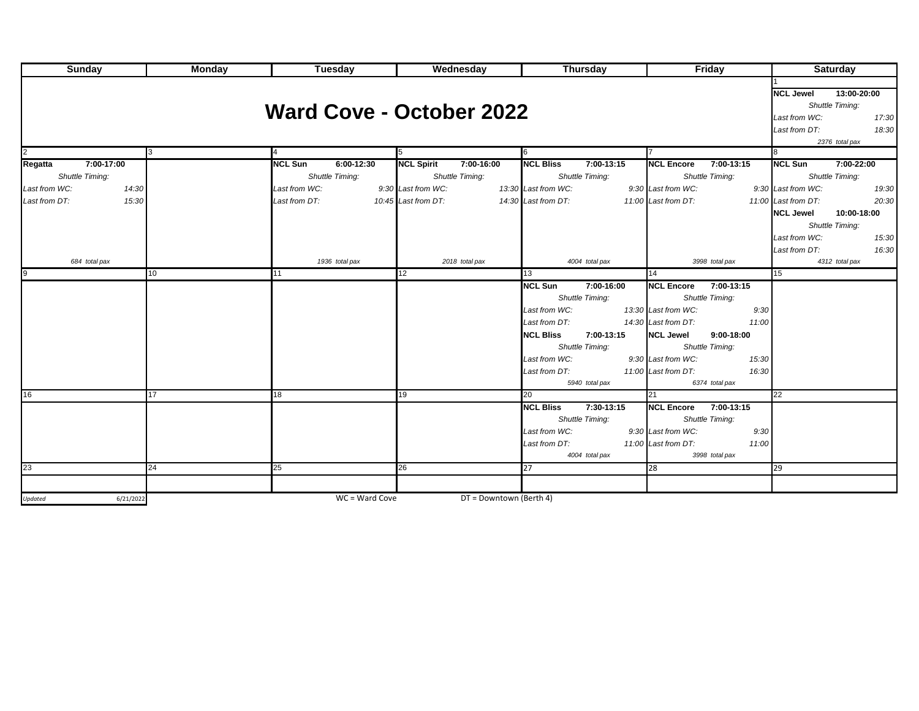# Ward Cove - October 2022

| Sunday | Monday | Tuesday | Wednesday | Thursday | Friday | Saturday |
| --- | --- | --- | --- | --- | --- | --- |
| | | | | | | 1 |
| | | | | | | **NCL Jewel** **13:00-20:00**<br>*Shuttle Timing:*<br>*Last from WC:* *17:30*<br>*Last from DT:* *18:30*<br>*2376 total pax* |
| 2 | 3 | 4 | 5 | 6 | 7 | 8 |
| **Regatta** **7:00-17:00**<br>*Shuttle Timing:*<br>*Last from WC:* *14:30*<br>*Last from DT:* *15:30*<br>*684 total pax* | | **NCL Sun** **6:00-12:30**<br>*Shuttle Timing:*<br>*Last from WC:* *9:30*<br>*Last from DT:* *10:45*<br>*1936 total pax* | **NCL Spirit** **7:00-16:00**<br>*Shuttle Timing:*<br>*Last from WC:* *13:30*<br>*Last from DT:* *14:30*<br>*2018 total pax* | **NCL Bliss** **7:00-13:15**<br>*Shuttle Timing:*<br>*Last from WC:* *9:30*<br>*Last from DT:* *11:00*<br>*4004 total pax* | **NCL Encore** **7:00-13:15**<br>*Shuttle Timing:*<br>*Last from WC:* *9:30*<br>*Last from DT:* *11:00*<br>*3998 total pax* | **NCL Sun** **7:00-22:00**<br>*Shuttle Timing:*<br>*Last from WC:* *19:30*<br>*Last from DT:* *20:30*<br>**NCL Jewel** **10:00-18:00**<br>*Shuttle Timing:*<br>*Last from WC:* *15:30*<br>*Last from DT:* *16:30*<br>*4312 total pax* |
| 9 | 10 | 11 | 12 | 13 | 14 | 15 |
| | | | | **NCL Sun** **7:00-16:00**<br>*Shuttle Timing:*<br>*Last from WC:* *13:30*<br>*Last from DT:* *14:30*<br>**NCL Bliss** **7:00-13:15**<br>*Shuttle Timing:*<br>*Last from WC:* *9:30*<br>*Last from DT:* *11:00*<br>*5940 total pax* | **NCL Encore** **7:00-13:15**<br>*Shuttle Timing:*<br>*Last from WC:* *9:30*<br>*Last from DT:* *11:00*<br>**NCL Jewel** **9:00-18:00**<br>*Shuttle Timing:*<br>*Last from WC:* *15:30*<br>*Last from DT:* *16:30*<br>*6374 total pax* | |
| 16 | 17 | 18 | 19 | 20 | 21 | 22 |
| | | | | **NCL Bliss** **7:30-13:15**<br>*Shuttle Timing:*<br>*Last from WC:* *9:30*<br>*Last from DT:* *11:00*<br>*4004 total pax* | **NCL Encore** **7:00-13:15**<br>*Shuttle Timing:*<br>*Last from WC:* *9:30*<br>*Last from DT:* *11:00*<br>*3998 total pax* | |
| 23 | 24 | 25 | 26 | 27 | 28 | 29 |
| | | | | | | |

*Updated* 6/21/2022

WC = Ward Cove    DT = Downtown (Berth 4)